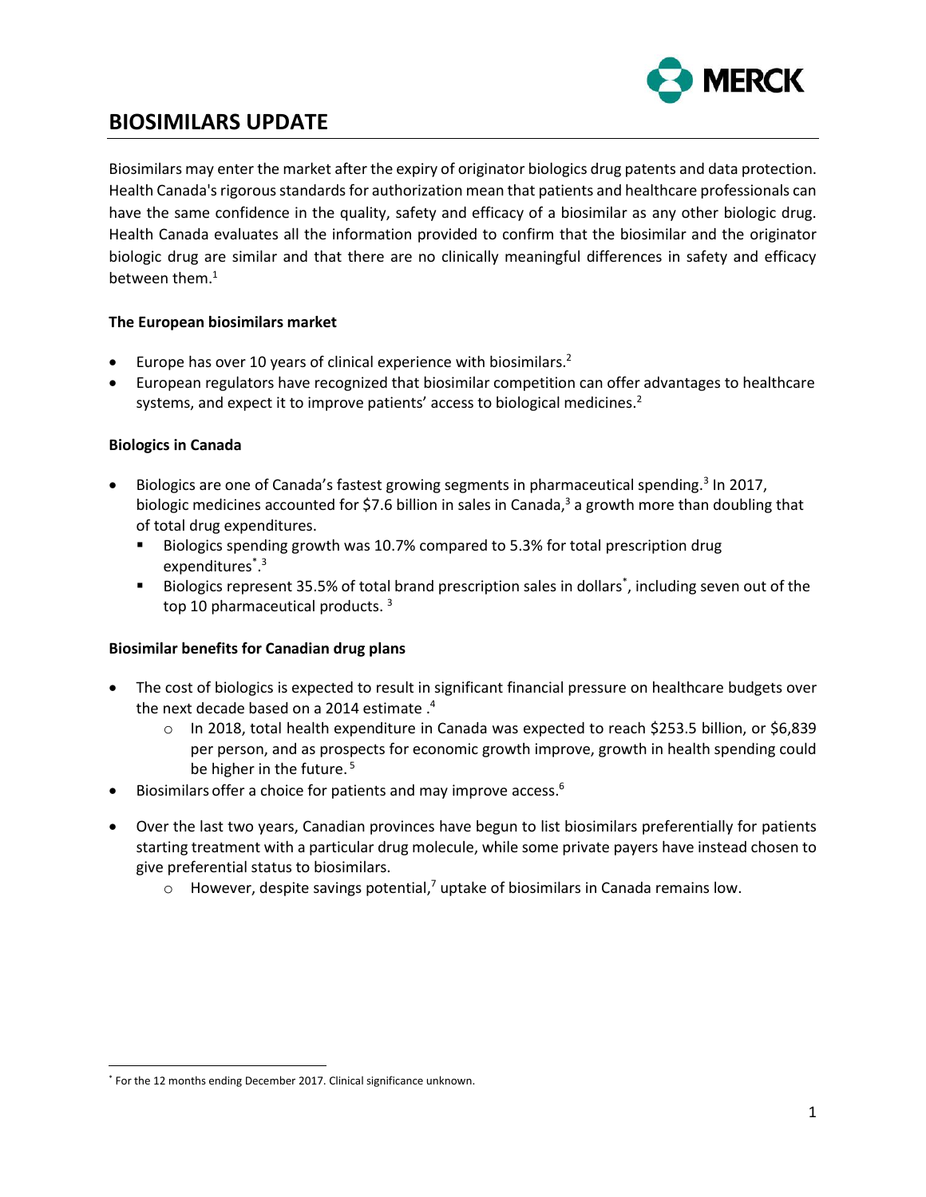# BIOSIMILARS UPDATE

Biosimilars may enter the market after the expiry of originator biologics drug patents and data protection. Health Canada's rigorous standards for authorization mean that patients and healthcare professionals can have the same confidence in the quality, safety and efficacy of a biosimilar as any other biologic drug. Health Canada evaluates all the information provided to confirm that the biosimilar and the originator biologic drug are similar and that there are no clinically meaningful differences in safety and efficacy between them.[1]

**The European biosimilars market**

- Europe has over 10 years of clinical experience with biosimilars.[2]
- European regulators have recognized that biosimilar competition can offer advantages to healthcare systems, and expect it to improve patients' access to biological medicines.[2]

**Biologics in Canada**

- Biologics are one of Canada's fastest growing segments in pharmaceutical spending.[3] In 2017, biologic medicines accounted for $7.6 billion in sales in Canada,[3] a growth more than doubling that of total drug expenditures.
  - Biologics spending growth was 10.7% compared to 5.3% for total prescription drug expenditures*.[3]
  - Biologics represent 35.5% of total brand prescription sales in dollars*, including seven out of the top 10 pharmaceutical products. [3]

**Biosimilar benefits for Canadian drug plans**

- The cost of biologics is expected to result in significant financial pressure on healthcare budgets over the next decade based on a 2014 estimate .[4]
  - In 2018, total health expenditure in Canada was expected to reach $253.5 billion, or $6,839 per person, and as prospects for economic growth improve, growth in health spending could be higher in the future. [5]
- Biosimilars offer a choice for patients and may improve access.[6]
- Over the last two years, Canadian provinces have begun to list biosimilars preferentially for patients starting treatment with a particular drug molecule, while some private payers have instead chosen to give preferential status to biosimilars.
  - However, despite savings potential,[7] uptake of biosimilars in Canada remains low.

* For the 12 months ending December 2017. Clinical significance unknown.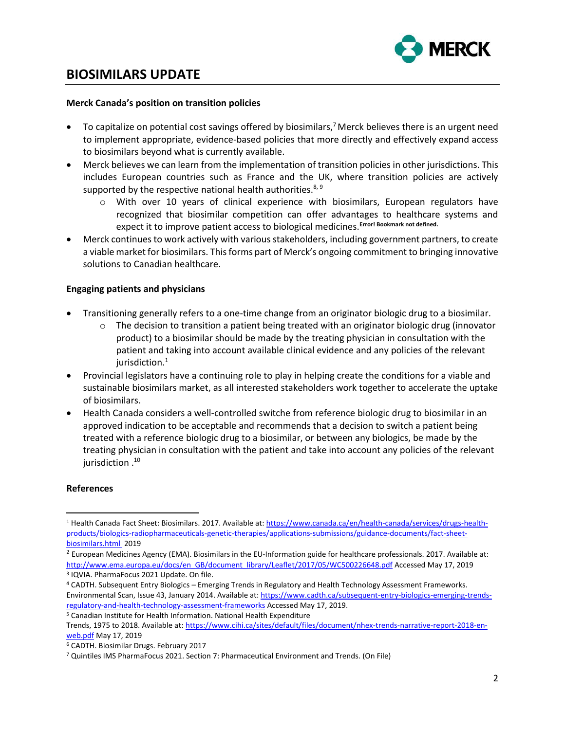# BIOSIMILARS UPDATE

**Merck Canada's position on transition policies**

- To capitalize on potential cost savings offered by biosimilars,[7] Merck believes there is an urgent need to implement appropriate, evidence-based policies that more directly and effectively expand access to biosimilars beyond what is currently available.
- Merck believes we can learn from the implementation of transition policies in other jurisdictions. This includes European countries such as France and the UK, where transition policies are actively supported by the respective national health authorities.[8, 9]
  - With over 10 years of clinical experience with biosimilars, European regulators have recognized that biosimilar competition can offer advantages to healthcare systems and expect it to improve patient access to biological medicines.[Error! Bookmark not defined.]
- Merck continues to work actively with various stakeholders, including government partners, to create a viable market for biosimilars. This forms part of Merck's ongoing commitment to bringing innovative solutions to Canadian healthcare.

**Engaging patients and physicians**

- Transitioning generally refers to a one-time change from an originator biologic drug to a biosimilar.
  - The decision to transition a patient being treated with an originator biologic drug (innovator product) to a biosimilar should be made by the treating physician in consultation with the patient and taking into account available clinical evidence and any policies of the relevant jurisdiction.[1]
- Provincial legislators have a continuing role to play in helping create the conditions for a viable and sustainable biosimilars market, as all interested stakeholders work together to accelerate the uptake of biosimilars.
- Health Canada considers a well-controlled switche from reference biologic drug to biosimilar in an approved indication to be acceptable and recommends that a decision to switch a patient being treated with a reference biologic drug to a biosimilar, or between any biologics, be made by the treating physician in consultation with the patient and take into account any policies of the relevant jurisdiction .[10]

**References**

[1] Health Canada Fact Sheet: Biosimilars. 2017. Available at: https://www.canada.ca/en/health-canada/services/drugs-health-products/biologics-radiopharmaceuticals-genetic-therapies/applications-submissions/guidance-documents/fact-sheet-biosimilars.html 2019

[2] European Medicines Agency (EMA). Biosimilars in the EU-Information guide for healthcare professionals. 2017. Available at: http://www.ema.europa.eu/docs/en_GB/document_library/Leaflet/2017/05/WC500226648.pdf Accessed May 17, 2019

[3] IQVIA. PharmaFocus 2021 Update. On file.

[4] CADTH. Subsequent Entry Biologics – Emerging Trends in Regulatory and Health Technology Assessment Frameworks. Environmental Scan, Issue 43, January 2014. Available at: https://www.cadth.ca/subsequent-entry-biologics-emerging-trends-regulatory-and-health-technology-assessment-frameworks Accessed May 17, 2019.

[5] Canadian Institute for Health Information. National Health Expenditure Trends, 1975 to 2018. Available at: https://www.cihi.ca/sites/default/files/document/nhex-trends-narrative-report-2018-en-web.pdf May 17, 2019

[6] CADTH. Biosimilar Drugs. February 2017

[7] Quintiles IMS PharmaFocus 2021. Section 7: Pharmaceutical Environment and Trends. (On File)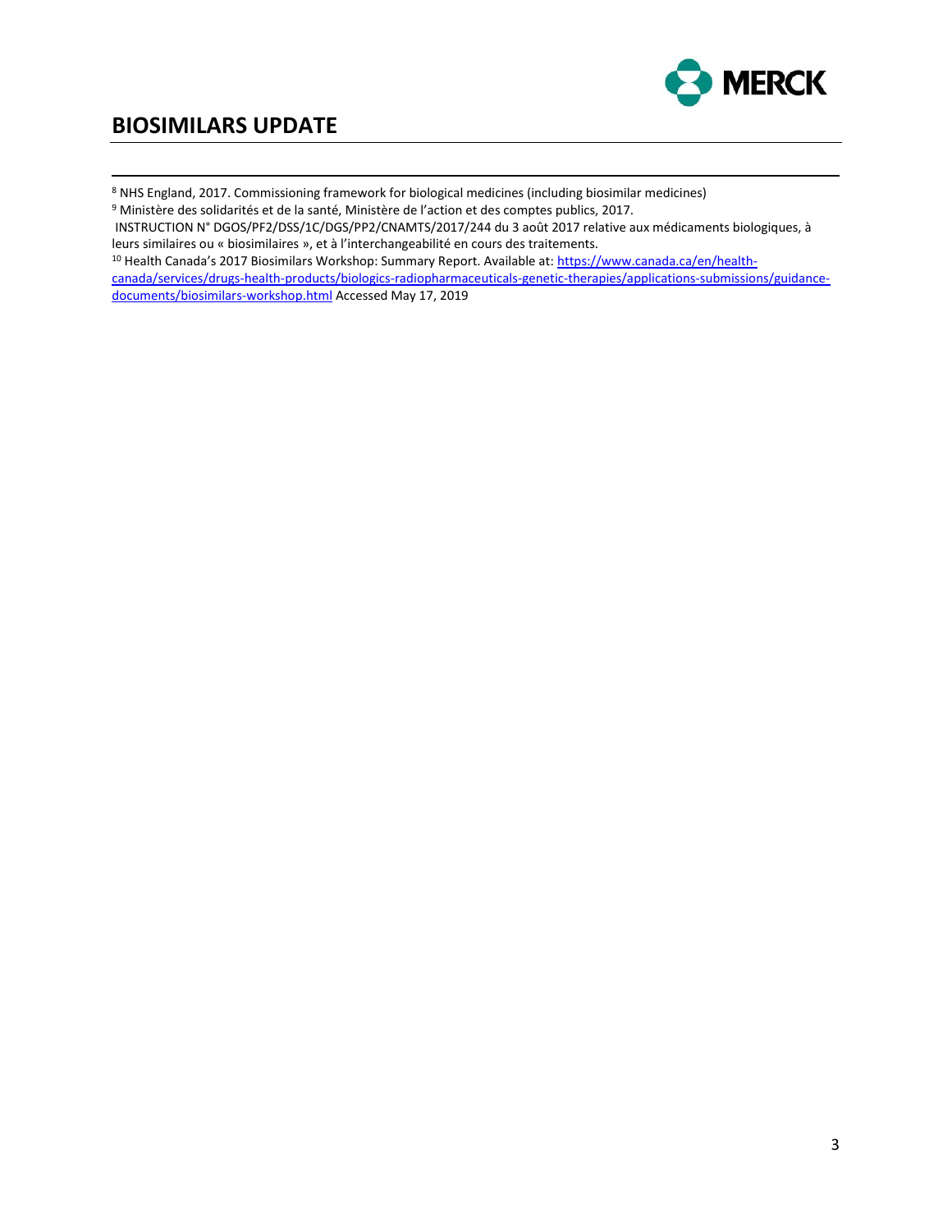[8] NHS England, 2017. Commissioning framework for biological medicines (including biosimilar medicines)

[9] Ministère des solidarités et de la santé, Ministère de l'action et des comptes publics, 2017.
INSTRUCTION N° DGOS/PF2/DSS/1C/DGS/PP2/CNAMTS/2017/244 du 3 août 2017 relative aux médicaments biologiques, à leurs similaires ou « biosimilaires », et à l'interchangeabilité en cours des traitements.

[10] Health Canada's 2017 Biosimilars Workshop: Summary Report. Available at: [https://www.canada.ca/en/health-canada/services/drugs-health-products/biologics-radiopharmaceuticals-genetic-therapies/applications-submissions/guidance-documents/biosimilars-workshop.html](https://www.canada.ca/en/health-canada/services/drugs-health-products/biologics-radiopharmaceuticals-genetic-therapies/applications-submissions/guidance-documents/biosimilars-workshop.html) Accessed May 17, 2019